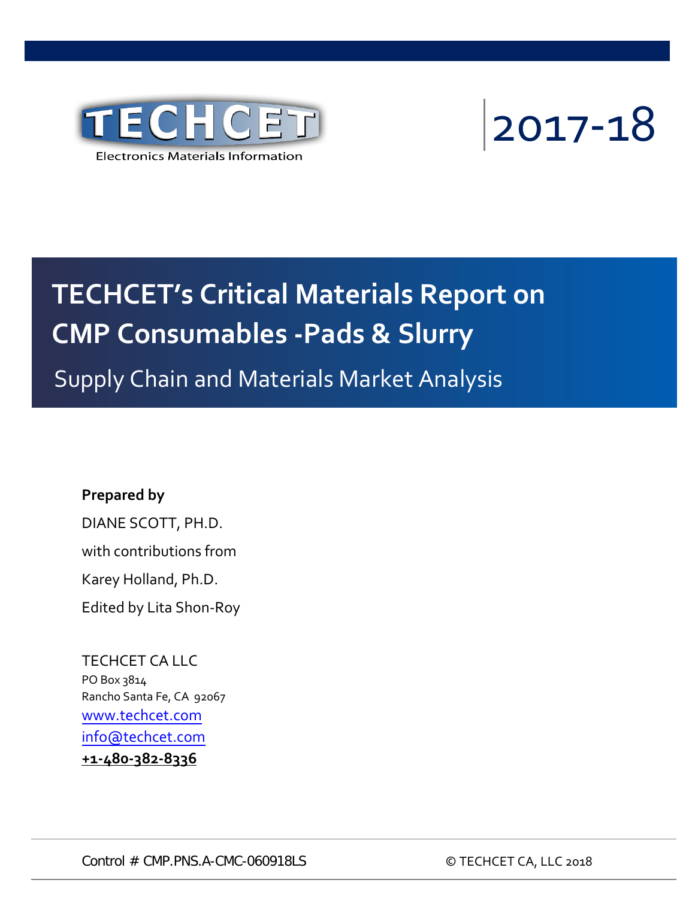TECHCET

Electronics Materials Information

2017-18

# TECHCET's Critical Materials Report on CMP Consumables -Pads & Slurry

## Supply Chain and Materials Market Analysis

**Prepared by**

DIANE SCOTT, PH.D.

with contributions from

Karey Holland, Ph.D.

Edited by Lita Shon-Roy

TECHCET CA LLC
PO Box 3814
Rancho Santa Fe, CA 92067
www.techcet.com
info@techcet.com
**+1-480-382-8336**

Control # CMP.PNS.A-CMC-060918LS

© TECHCET CA, LLC 2018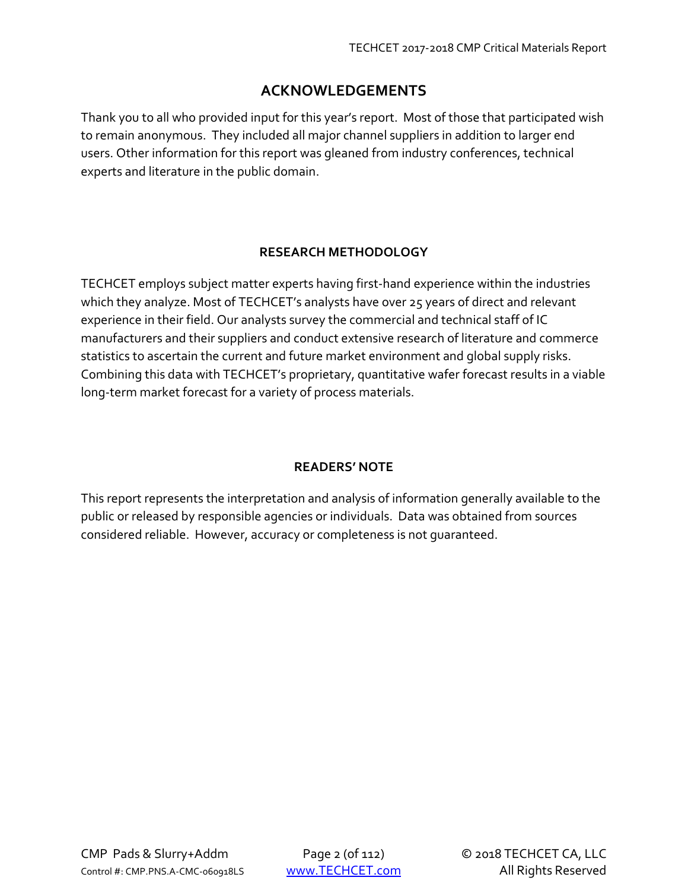## ACKNOWLEDGEMENTS

Thank you to all who provided input for this year's report. Most of those that participated wish to remain anonymous. They included all major channel suppliers in addition to larger end users. Other information for this report was gleaned from industry conferences, technical experts and literature in the public domain.

### RESEARCH METHODOLOGY

TECHCET employs subject matter experts having first-hand experience within the industries which they analyze. Most of TECHCET's analysts have over 25 years of direct and relevant experience in their field. Our analysts survey the commercial and technical staff of IC manufacturers and their suppliers and conduct extensive research of literature and commerce statistics to ascertain the current and future market environment and global supply risks. Combining this data with TECHCET's proprietary, quantitative wafer forecast results in a viable long-term market forecast for a variety of process materials.

### READERS' NOTE

This report represents the interpretation and analysis of information generally available to the public or released by responsible agencies or individuals. Data was obtained from sources considered reliable. However, accuracy or completeness is not guaranteed.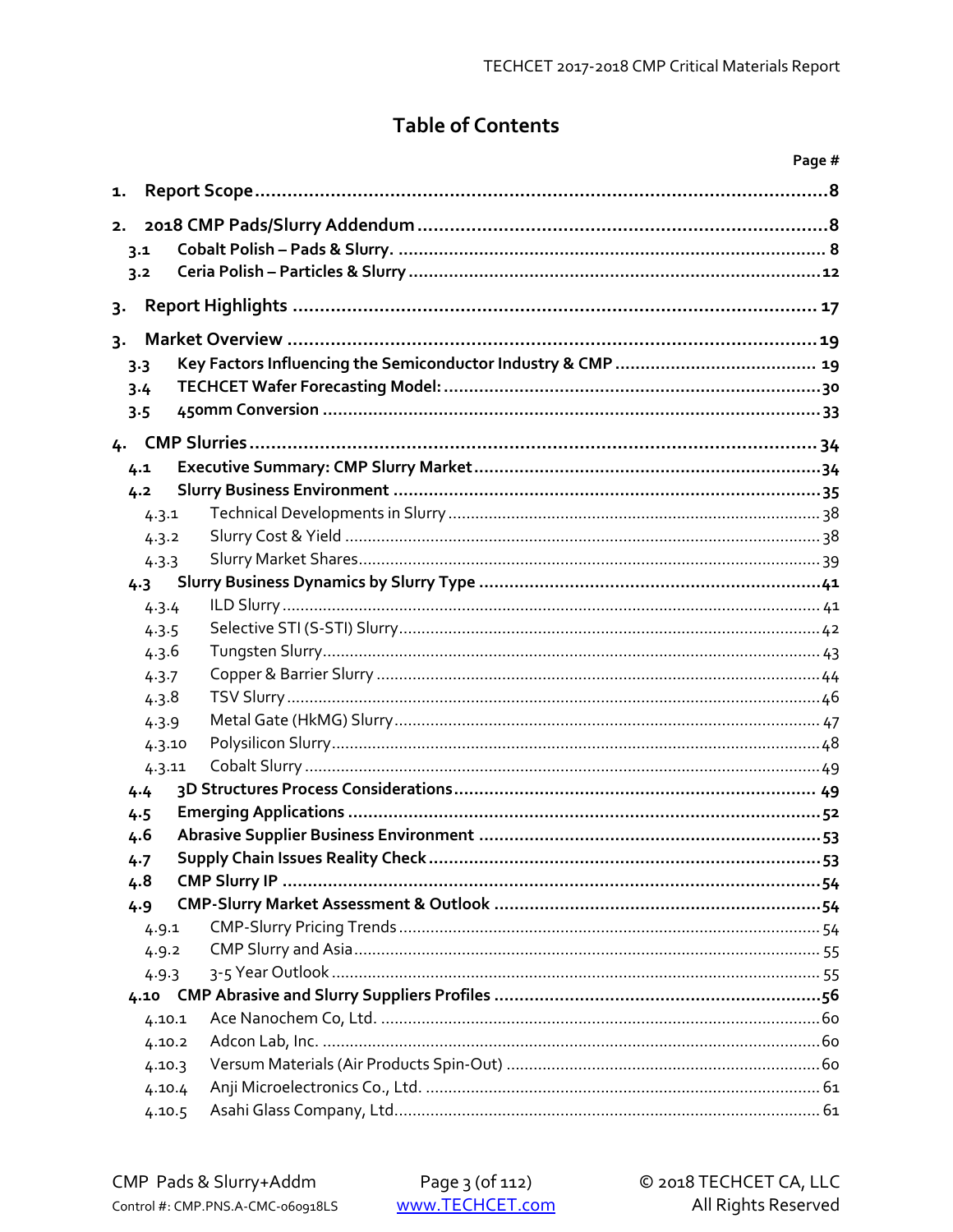# Table of Contents

Page #

**1. Report Scope ........................................................................................................8**

**2. 2018 CMP Pads/Slurry Addendum ..........................................................................8**

- **3.1 Cobalt Polish – Pads & Slurry. .......................................................................... 8**
- **3.2 Ceria Polish – Particles & Slurry .......................................................................12**

**3. Report Highlights ................................................................................................ 17**

**3. Market Overview .................................................................................................19**

- **3.3 Key Factors Influencing the Semiconductor Industry & CMP ....................................... 19**
- **3.4 TECHCET Wafer Forecasting Model: .......................................................................30**
- **3.5 450mm Conversion ...............................................................................................33**

**4. CMP Slurries ........................................................................................................34**

- **4.1 Executive Summary: CMP Slurry Market ..................................................................34**
- **4.2 Slurry Business Environment ..................................................................................35**
  - 4.3.1 Technical Developments in Slurry ........................................................................38
  - 4.3.2 Slurry Cost & Yield ..............................................................................................38
  - 4.3.3 Slurry Market Shares ...........................................................................................39
- **4.3 Slurry Business Dynamics by Slurry Type ..................................................................41**
  - 4.3.4 ILD Slurry ...........................................................................................................41
  - 4.3.5 Selective STI (S-STI) Slurry ...................................................................................42
  - 4.3.6 Tungsten Slurry ...................................................................................................43
  - 4.3.7 Copper & Barrier Slurry ........................................................................................44
  - 4.3.8 TSV Slurry ...........................................................................................................46
  - 4.3.9 Metal Gate (HkMG) Slurry .....................................................................................47
  - 4.3.10 Polysilicon Slurry ................................................................................................48
  - 4.3.11 Cobalt Slurry .......................................................................................................49
- **4.4 3D Structures Process Considerations ...................................................................... 49**
- **4.5 Emerging Applications ............................................................................................52**
- **4.6 Abrasive Supplier Business Environment ..................................................................53**
- **4.7 Supply Chain Issues Reality Check ...........................................................................53**
- **4.8 CMP Slurry IP .........................................................................................................54**
- **4.9 CMP-Slurry Market Assessment & Outlook ...............................................................54**
  - 4.9.1 CMP-Slurry Pricing Trends ....................................................................................54
  - 4.9.2 CMP Slurry and Asia .............................................................................................55
  - 4.9.3 3-5 Year Outlook ...................................................................................................55
- **4.10 CMP Abrasive and Slurry Suppliers Profiles ..............................................................56**
  - 4.10.1 Ace Nanochem Co, Ltd. .......................................................................................60
  - 4.10.2 Adcon Lab, Inc. ....................................................................................................60
  - 4.10.3 Versum Materials (Air Products Spin-Out) ............................................................60
  - 4.10.4 Anji Microelectronics Co., Ltd. ............................................................................ 61
  - 4.10.5 Asahi Glass Company, Ltd. .................................................................................. 61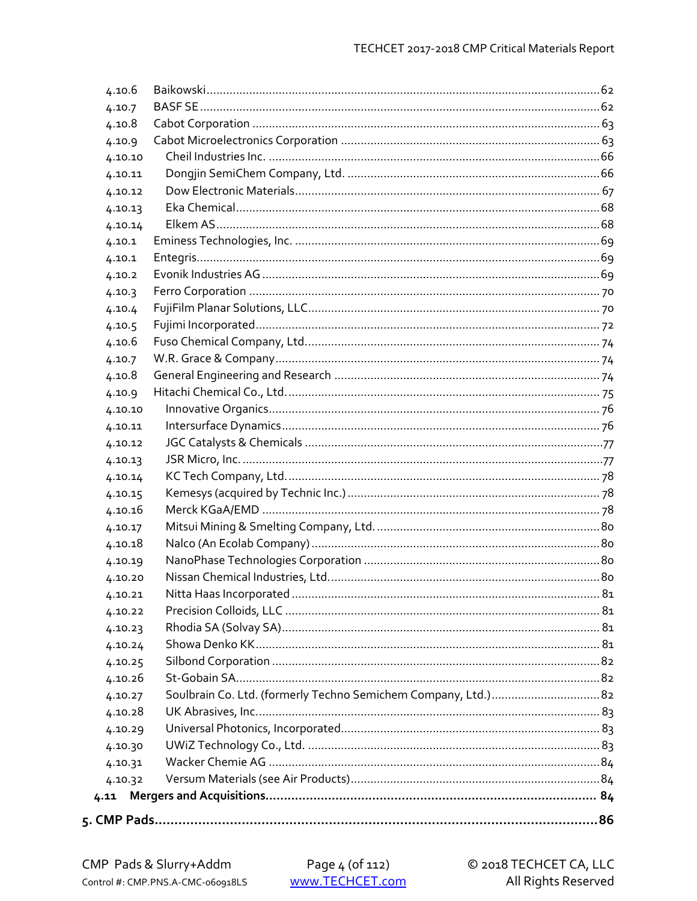4.10.6 Baikowski ........................................................................................................ 62
4.10.7 BASF SE ......................................................................................................... 62
4.10.8 Cabot Corporation ......................................................................................... 63
4.10.9 Cabot Microelectronics Corporation .............................................................. 63
4.10.10 Cheil Industries Inc. .................................................................................... 66
4.10.11 Dongjin SemiChem Company, Ltd. ............................................................. 66
4.10.12 Dow Electronic Materials ............................................................................ 67
4.10.13 Eka Chemical .............................................................................................. 68
4.10.14 Elkem AS .................................................................................................... 68
4.10.1 Eminess Technologies, Inc. ............................................................................. 69
4.10.1 Entegris .......................................................................................................... 69
4.10.2 Evonik Industries AG ...................................................................................... 69
4.10.3 Ferro Corporation ........................................................................................... 70
4.10.4 FujiFilm Planar Solutions, LLC ......................................................................... 70
4.10.5 Fujimi Incorporated ........................................................................................ 72
4.10.6 Fuso Chemical Company, Ltd. ......................................................................... 74
4.10.7 W.R. Grace & Company ................................................................................... 74
4.10.8 General Engineering and Research ................................................................. 74
4.10.9 Hitachi Chemical Co., Ltd. ............................................................................... 75
4.10.10 Innovative Organics ..................................................................................... 76
4.10.11 Intersurface Dynamics .................................................................................. 76
4.10.12 JGC Catalysts & Chemicals ........................................................................... 77
4.10.13 JSR Micro, Inc. .............................................................................................. 77
4.10.14 KC Tech Company, Ltd. ................................................................................. 78
4.10.15 Kemesys (acquired by Technic Inc.) .............................................................. 78
4.10.16 Merck KGaA/EMD ........................................................................................ 78
4.10.17 Mitsui Mining & Smelting Company, Ltd. ..................................................... 80
4.10.18 Nalco (An Ecolab Company) .......................................................................... 80
4.10.19 NanoPhase Technologies Corporation ........................................................... 80
4.10.20 Nissan Chemical Industries, Ltd. .................................................................... 80
4.10.21 Nitta Haas Incorporated ................................................................................ 81
4.10.22 Precision Colloids, LLC .................................................................................. 81
4.10.23 Rhodia SA (Solvay SA) ................................................................................... 81
4.10.24 Showa Denko KK .......................................................................................... 81
4.10.25 Silbond Corporation ...................................................................................... 82
4.10.26 St-Gobain SA ................................................................................................. 82
4.10.27 Soulbrain Co. Ltd. (formerly Techno Semichem Company, Ltd.) ..................... 82
4.10.28 UK Abrasives, Inc. .......................................................................................... 83
4.10.29 Universal Photonics, Incorporated ................................................................. 83
4.10.30 UWiZ Technology Co., Ltd. ............................................................................ 83
4.10.31 Wacker Chemie AG ....................................................................................... 84
4.10.32 Versum Materials (see Air Products) .............................................................. 84

**4.11 Mergers and Acquisitions .................................................................................. 84**

**5. CMP Pads .............................................................................................................. 86**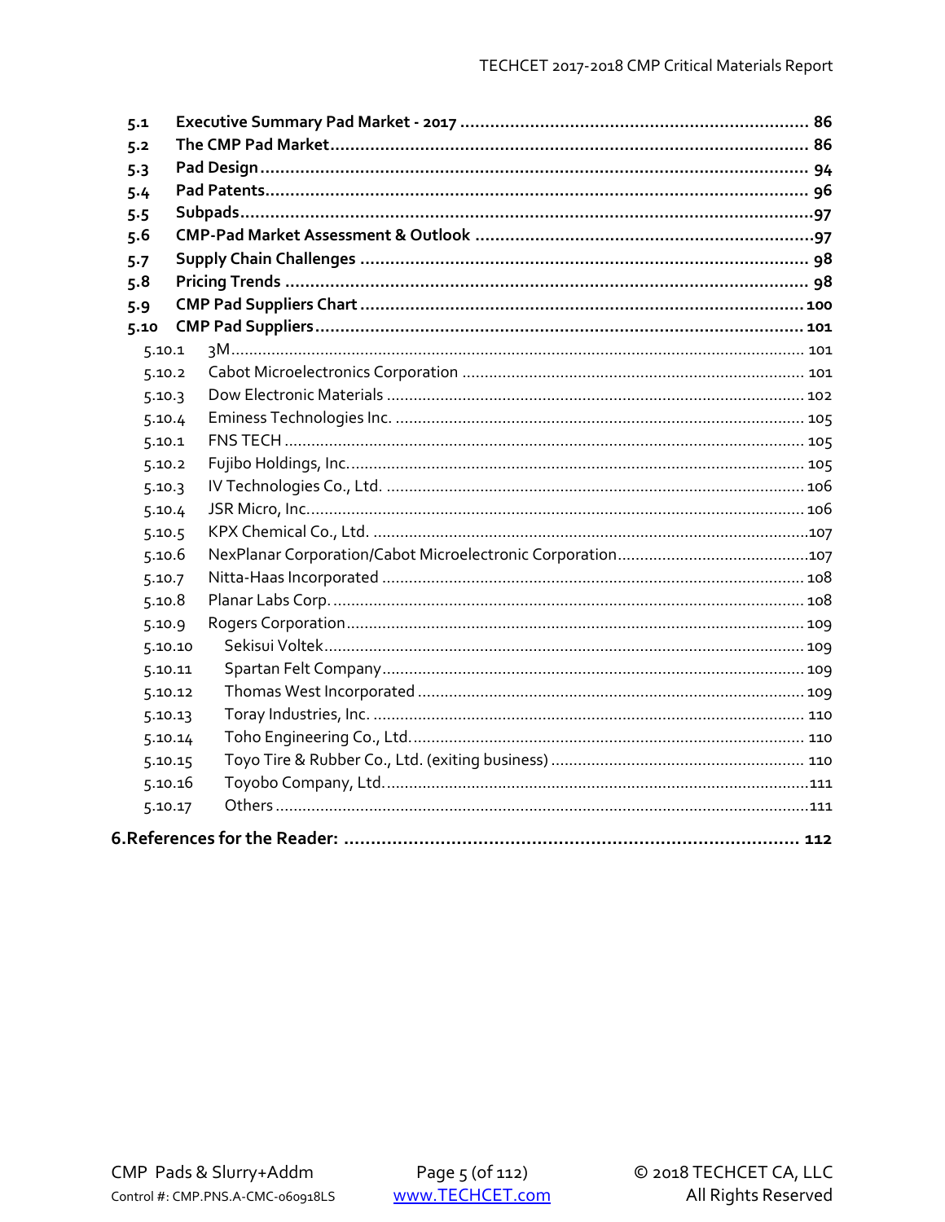- **5.1 Executive Summary Pad Market - 2017 ..... 86**
- **5.2 The CMP Pad Market ..... 86**
- **5.3 Pad Design ..... 94**
- **5.4 Pad Patents ..... 96**
- **5.5 Subpads ..... 97**
- **5.6 CMP-Pad Market Assessment & Outlook ..... 97**
- **5.7 Supply Chain Challenges ..... 98**
- **5.8 Pricing Trends ..... 98**
- **5.9 CMP Pad Suppliers Chart ..... 100**
- **5.10 CMP Pad Suppliers ..... 101**
  - 5.10.1 3M ..... 101
  - 5.10.2 Cabot Microelectronics Corporation ..... 101
  - 5.10.3 Dow Electronic Materials ..... 102
  - 5.10.4 Eminess Technologies Inc. ..... 105
  - 5.10.1 FNS TECH ..... 105
  - 5.10.2 Fujibo Holdings, Inc. ..... 105
  - 5.10.3 IV Technologies Co., Ltd. ..... 106
  - 5.10.4 JSR Micro, Inc. ..... 106
  - 5.10.5 KPX Chemical Co., Ltd. ..... 107
  - 5.10.6 NexPlanar Corporation/Cabot Microelectronic Corporation ..... 107
  - 5.10.7 Nitta-Haas Incorporated ..... 108
  - 5.10.8 Planar Labs Corp. ..... 108
  - 5.10.9 Rogers Corporation ..... 109
  - 5.10.10 Sekisui Voltek ..... 109
  - 5.10.11 Spartan Felt Company ..... 109
  - 5.10.12 Thomas West Incorporated ..... 109
  - 5.10.13 Toray Industries, Inc. ..... 110
  - 5.10.14 Toho Engineering Co., Ltd. ..... 110
  - 5.10.15 Toyo Tire & Rubber Co., Ltd. (exiting business) ..... 110
  - 5.10.16 Toyobo Company, Ltd. ..... 111
  - 5.10.17 Others ..... 111

**6. References for the Reader: ..... 112**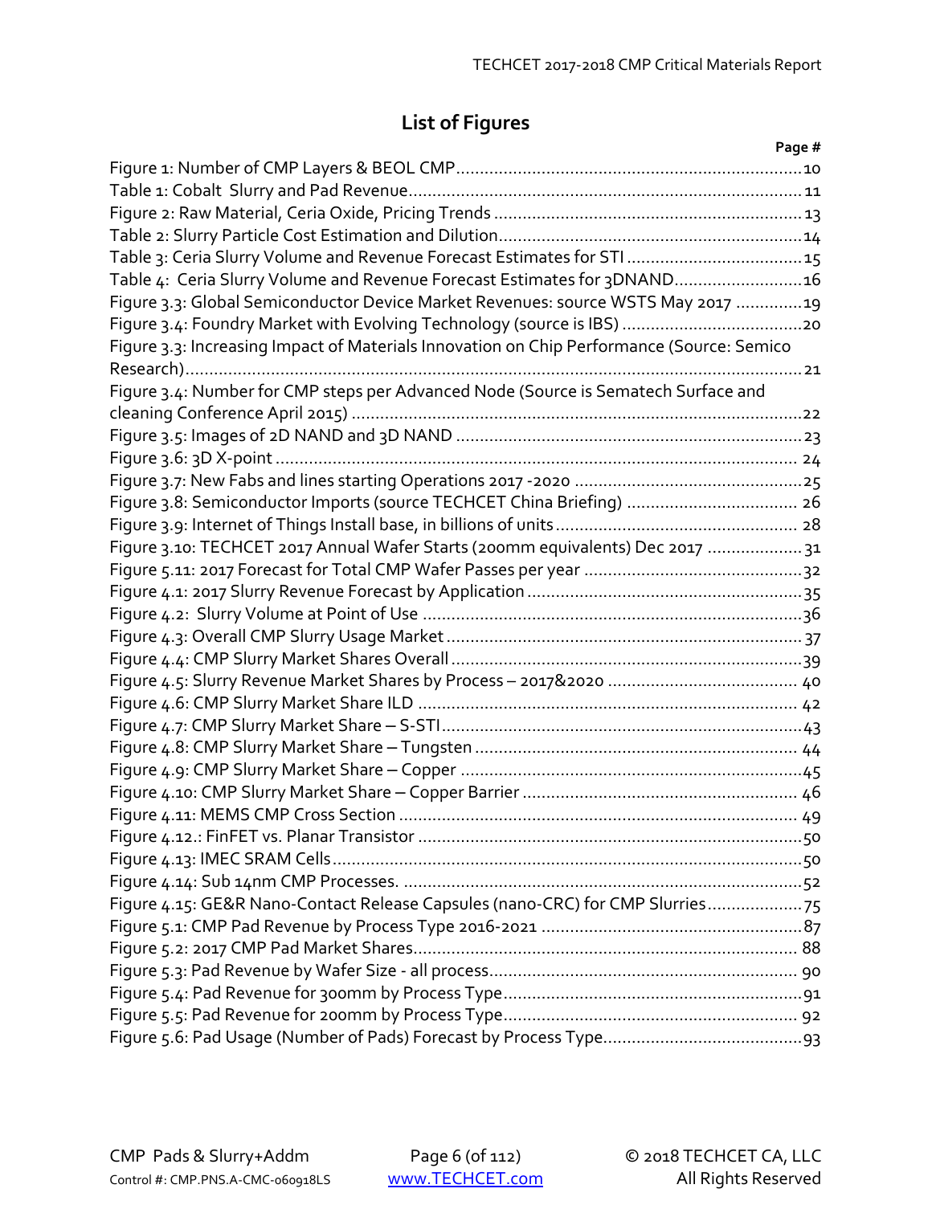## List of Figures

| | Page # |
|---|---|
| Figure 1: Number of CMP Layers & BEOL CMP | 10 |
| Table 1: Cobalt Slurry and Pad Revenue | 11 |
| Figure 2: Raw Material, Ceria Oxide, Pricing Trends | 13 |
| Table 2: Slurry Particle Cost Estimation and Dilution | 14 |
| Table 3: Ceria Slurry Volume and Revenue Forecast Estimates for STI | 15 |
| Table 4: Ceria Slurry Volume and Revenue Forecast Estimates for 3DNAND | 16 |
| Figure 3.3: Global Semiconductor Device Market Revenues: source WSTS May 2017 | 19 |
| Figure 3.4: Foundry Market with Evolving Technology (source is IBS) | 20 |
| Figure 3.3: Increasing Impact of Materials Innovation on Chip Performance (Source: Semico Research) | 21 |
| Figure 3.4: Number for CMP steps per Advanced Node (Source is Sematech Surface and cleaning Conference April 2015) | 22 |
| Figure 3.5: Images of 2D NAND and 3D NAND | 23 |
| Figure 3.6: 3D X-point | 24 |
| Figure 3.7: New Fabs and lines starting Operations 2017 -2020 | 25 |
| Figure 3.8: Semiconductor Imports (source TECHCET China Briefing) | 26 |
| Figure 3.9: Internet of Things Install base, in billions of units | 28 |
| Figure 3.10: TECHCET 2017 Annual Wafer Starts (200mm equivalents) Dec 2017 | 31 |
| Figure 5.11: 2017 Forecast for Total CMP Wafer Passes per year | 32 |
| Figure 4.1: 2017 Slurry Revenue Forecast by Application | 35 |
| Figure 4.2: Slurry Volume at Point of Use | 36 |
| Figure 4.3: Overall CMP Slurry Usage Market | 37 |
| Figure 4.4: CMP Slurry Market Shares Overall | 39 |
| Figure 4.5: Slurry Revenue Market Shares by Process – 2017&2020 | 40 |
| Figure 4.6: CMP Slurry Market Share ILD | 42 |
| Figure 4.7: CMP Slurry Market Share – S-STI | 43 |
| Figure 4.8: CMP Slurry Market Share – Tungsten | 44 |
| Figure 4.9: CMP Slurry Market Share – Copper | 45 |
| Figure 4.10: CMP Slurry Market Share – Copper Barrier | 46 |
| Figure 4.11: MEMS CMP Cross Section | 49 |
| Figure 4.12.: FinFET vs. Planar Transistor | 50 |
| Figure 4.13: IMEC SRAM Cells | 50 |
| Figure 4.14: Sub 14nm CMP Processes. | 52 |
| Figure 4.15: GE&R Nano-Contact Release Capsules (nano-CRC) for CMP Slurries | 75 |
| Figure 5.1: CMP Pad Revenue by Process Type 2016-2021 | 87 |
| Figure 5.2: 2017 CMP Pad Market Shares | 88 |
| Figure 5.3: Pad Revenue by Wafer Size - all process | 90 |
| Figure 5.4: Pad Revenue for 300mm by Process Type | 91 |
| Figure 5.5: Pad Revenue for 200mm by Process Type | 92 |
| Figure 5.6: Pad Usage (Number of Pads) Forecast by Process Type | 93 |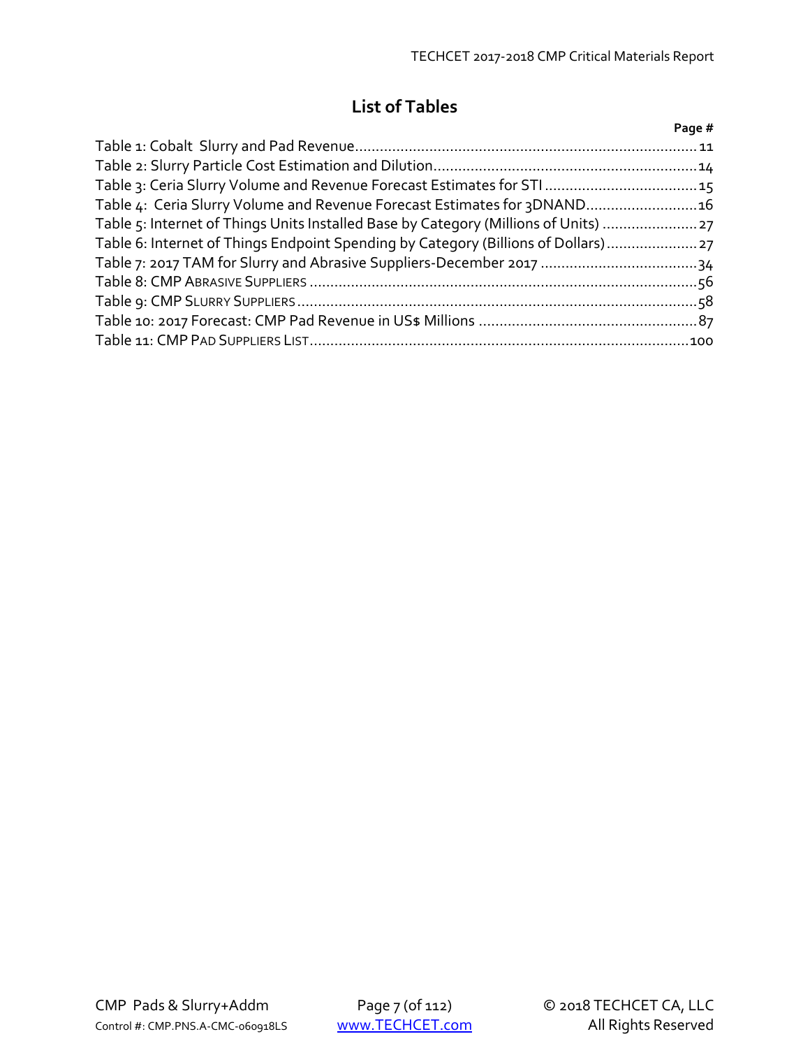## List of Tables

| | Page # |
|---|---|
| Table 1: Cobalt Slurry and Pad Revenue | 11 |
| Table 2: Slurry Particle Cost Estimation and Dilution | 14 |
| Table 3: Ceria Slurry Volume and Revenue Forecast Estimates for STI | 15 |
| Table 4: Ceria Slurry Volume and Revenue Forecast Estimates for 3DNAND | 16 |
| Table 5: Internet of Things Units Installed Base by Category (Millions of Units) | 27 |
| Table 6: Internet of Things Endpoint Spending by Category (Billions of Dollars) | 27 |
| Table 7: 2017 TAM for Slurry and Abrasive Suppliers-December 2017 | 34 |
| Table 8: CMP Abrasive Suppliers | 56 |
| Table 9: CMP Slurry Suppliers | 58 |
| Table 10: 2017 Forecast: CMP Pad Revenue in US$ Millions | 87 |
| Table 11: CMP Pad Suppliers List | 100 |